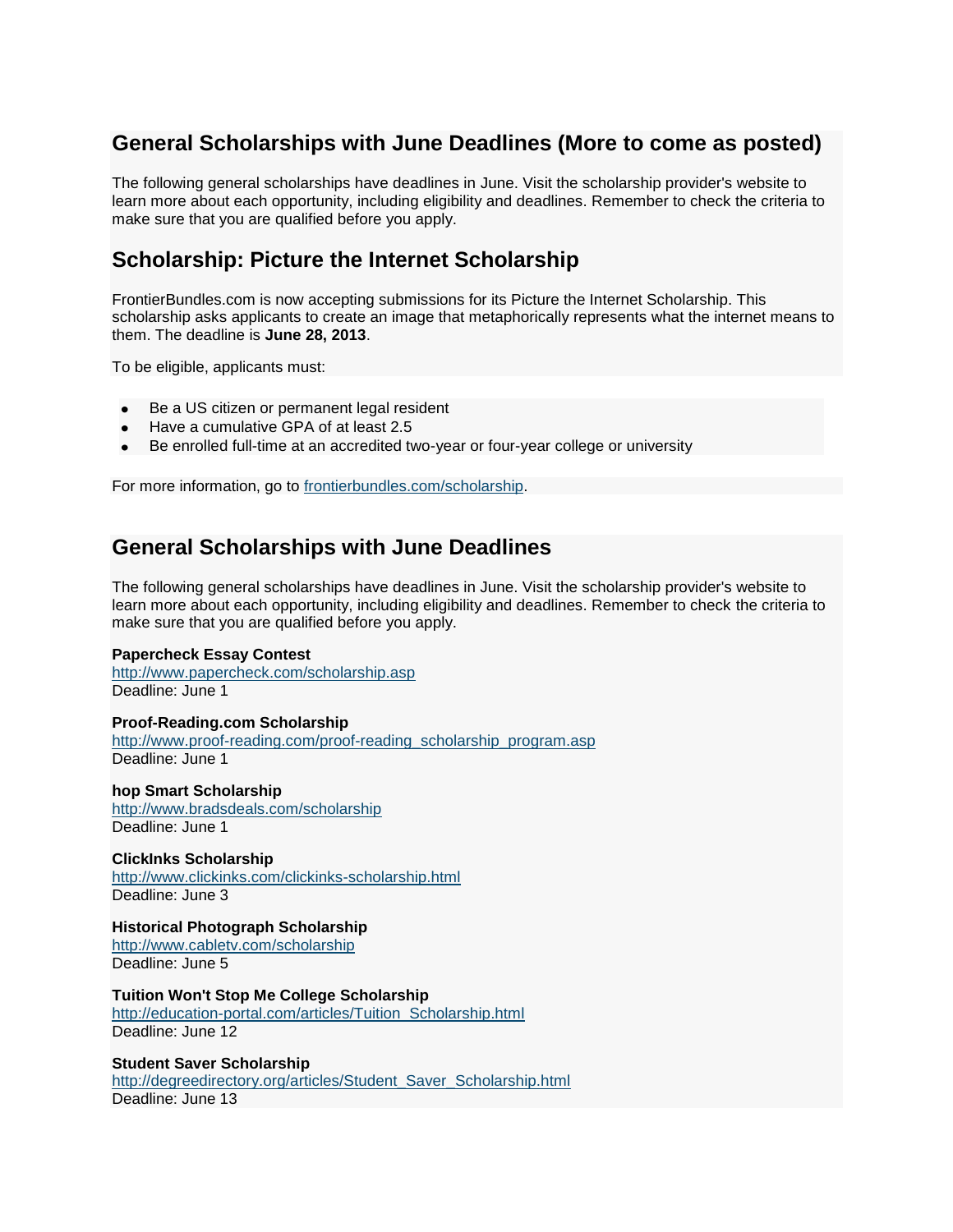## General Scholarships with June Deadlines (More to come as posted)

The following general scholarships have deadlines in June. Visit the scholarship provider's website to learn more about each opportunity, including eligibility and deadlines. Remember to check the criteria to make sure that you are qualified before you apply.

## Scholarship: Picture the Internet Scholarship

FrontierBundles.com is now accepting submissions for its Picture the Internet Scholarship. This scholarship asks applicants to create an image that metaphorically represents what the internet means to them. The deadline is **June 28, 2013**.

To be eligible, applicants must:

- Be a US citizen or permanent legal resident
- Have a cumulative GPA of at least 2.5
- Be enrolled full-time at an accredited two-year or four-year college or university

For more information, go to [frontierbundles.com/scholarship](frontierbundles.com/scholarship).

## General Scholarships with June Deadlines

The following general scholarships have deadlines in June. Visit the scholarship provider's website to learn more about each opportunity, including eligibility and deadlines. Remember to check the criteria to make sure that you are qualified before you apply.

**Papercheck Essay Contest**
http://www.papercheck.com/scholarship.asp
Deadline: June 1

**Proof-Reading.com Scholarship**
http://www.proof-reading.com/proof-reading_scholarship_program.asp
Deadline: June 1

**hop Smart Scholarship**
http://www.bradsdeals.com/scholarship
Deadline: June 1

**ClickInks Scholarship**
http://www.clickinks.com/clickinks-scholarship.html
Deadline: June 3

**Historical Photograph Scholarship**
http://www.cabletv.com/scholarship
Deadline: June 5

**Tuition Won't Stop Me College Scholarship**
http://education-portal.com/articles/Tuition_Scholarship.html
Deadline: June 12

**Student Saver Scholarship**
http://degreedirectory.org/articles/Student_Saver_Scholarship.html
Deadline: June 13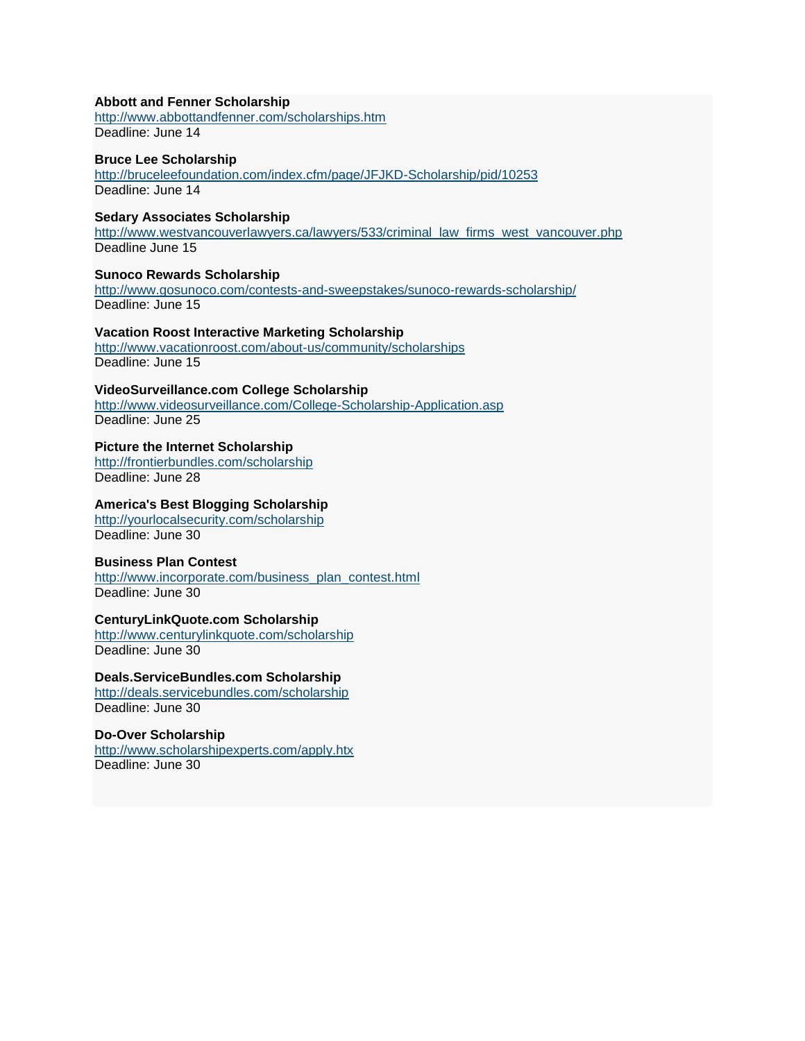**Abbott and Fenner Scholarship**
http://www.abbottandfenner.com/scholarships.htm
Deadline: June 14

**Bruce Lee Scholarship**
http://bruceleefoundation.com/index.cfm/page/JFJKD-Scholarship/pid/10253
Deadline: June 14

**Sedary Associates Scholarship**
http://www.westvancouverlawyers.ca/lawyers/533/criminal_law_firms_west_vancouver.php
Deadline June 15

**Sunoco Rewards Scholarship**
http://www.gosunoco.com/contests-and-sweepstakes/sunoco-rewards-scholarship/
Deadline: June 15

**Vacation Roost Interactive Marketing Scholarship**
http://www.vacationroost.com/about-us/community/scholarships
Deadline: June 15

**VideoSurveillance.com College Scholarship**
http://www.videosurveillance.com/College-Scholarship-Application.asp
Deadline: June 25

**Picture the Internet Scholarship**
http://frontierbundles.com/scholarship
Deadline: June 28

**America's Best Blogging Scholarship**
http://yourlocalsecurity.com/scholarship
Deadline: June 30

**Business Plan Contest**
http://www.incorporate.com/business_plan_contest.html
Deadline: June 30

**CenturyLinkQuote.com Scholarship**
http://www.centurylinkquote.com/scholarship
Deadline: June 30

**Deals.ServiceBundles.com Scholarship**
http://deals.servicebundles.com/scholarship
Deadline: June 30

**Do-Over Scholarship**
http://www.scholarshipexperts.com/apply.htx
Deadline: June 30